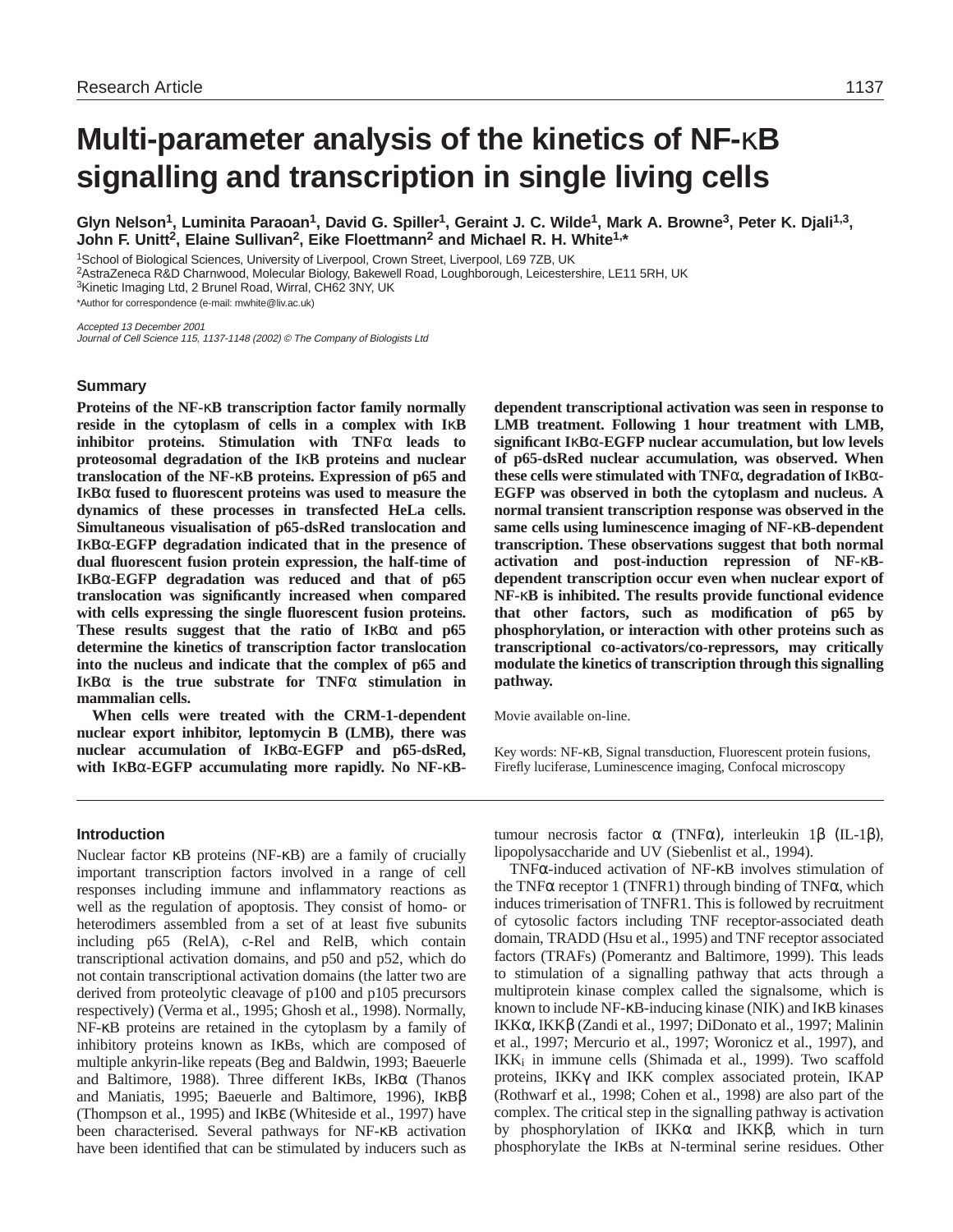# Multi-parameter analysis of the kinetics of NF-κB signalling and transcription in single living cells

**Glyn Nelson[1], Luminita Paraoan[1], David G. Spiller[1], Geraint J. C. Wilde[1], Mark A. Browne[3], Peter K. Djali[1,3], John F. Unitt[2], Elaine Sullivan[2], Eike Floettmann[2] and Michael R. H. White[1,*]**

[1]School of Biological Sciences, University of Liverpool, Crown Street, Liverpool, L69 7ZB, UK
[2]AstraZeneca R&D Charnwood, Molecular Biology, Bakewell Road, Loughborough, Leicestershire, LE11 5RH, UK
[3]Kinetic Imaging Ltd, 2 Brunel Road, Wirral, CH62 3NY, UK
*Author for correspondence (e-mail: mwhite@liv.ac.uk)

*Accepted 13 December 2001*
*Journal of Cell Science 115, 1137-1148 (2002) © The Company of Biologists Ltd*

## Summary

**Proteins of the NF-κB transcription factor family normally reside in the cytoplasm of cells in a complex with IκB inhibitor proteins. Stimulation with TNFα leads to proteosomal degradation of the IκB proteins and nuclear translocation of the NF-κB proteins. Expression of p65 and IκBα fused to fluorescent proteins was used to measure the dynamics of these processes in transfected HeLa cells. Simultaneous visualisation of p65-dsRed translocation and IκBα-EGFP degradation indicated that in the presence of dual fluorescent fusion protein expression, the half-time of IκBα-EGFP degradation was reduced and that of p65 translocation was significantly increased when compared with cells expressing the single fluorescent fusion proteins. These results suggest that the ratio of IκBα and p65 determine the kinetics of transcription factor translocation into the nucleus and indicate that the complex of p65 and IκBα is the true substrate for TNFα stimulation in mammalian cells.**

**When cells were treated with the CRM-1-dependent nuclear export inhibitor, leptomycin B (LMB), there was nuclear accumulation of IκBα-EGFP and p65-dsRed, with IκBα-EGFP accumulating more rapidly. No NF-κB-dependent transcriptional activation was seen in response to LMB treatment. Following 1 hour treatment with LMB, significant IκBα-EGFP nuclear accumulation, but low levels of p65-dsRed nuclear accumulation, was observed. When these cells were stimulated with TNFα, degradation of IκBα-EGFP was observed in both the cytoplasm and nucleus. A normal transient transcription response was observed in the same cells using luminescence imaging of NF-κB-dependent transcription. These observations suggest that both normal activation and post-induction repression of NF-κB-dependent transcription occur even when nuclear export of NF-κB is inhibited. The results provide functional evidence that other factors, such as modification of p65 by phosphorylation, or interaction with other proteins such as transcriptional co-activators/co-repressors, may critically modulate the kinetics of transcription through this signalling pathway.**

Movie available on-line.

Key words: NF-κB, Signal transduction, Fluorescent protein fusions, Firefly luciferase, Luminescence imaging, Confocal microscopy

## Introduction

Nuclear factor κB proteins (NF-κB) are a family of crucially important transcription factors involved in a range of cell responses including immune and inflammatory reactions as well as the regulation of apoptosis. They consist of homo- or heterodimers assembled from a set of at least five subunits including p65 (RelA), c-Rel and RelB, which contain transcriptional activation domains, and p50 and p52, which do not contain transcriptional activation domains (the latter two are derived from proteolytic cleavage of p100 and p105 precursors respectively) (Verma et al., 1995; Ghosh et al., 1998). Normally, NF-κB proteins are retained in the cytoplasm by a family of inhibitory proteins known as IκBs, which are composed of multiple ankyrin-like repeats (Beg and Baldwin, 1993; Baeuerle and Baltimore, 1988). Three different IκBs, IκBα (Thanos and Maniatis, 1995; Baeuerle and Baltimore, 1996), IκBβ (Thompson et al., 1995) and IκBε (Whiteside et al., 1997) have been characterised. Several pathways for NF-κB activation have been identified that can be stimulated by inducers such as tumour necrosis factor α (TNFα), interleukin 1β (IL-1β), lipopolysaccharide and UV (Siebenlist et al., 1994).

TNFα-induced activation of NF-κB involves stimulation of the TNFα receptor 1 (TNFR1) through binding of TNFα, which induces trimerisation of TNFR1. This is followed by recruitment of cytosolic factors including TNF receptor-associated death domain, TRADD (Hsu et al., 1995) and TNF receptor associated factors (TRAFs) (Pomerantz and Baltimore, 1999). This leads to stimulation of a signalling pathway that acts through a multiprotein kinase complex called the signalsome, which is known to include NF-κB-inducing kinase (NIK) and IκB kinases IKKα, IKKβ (Zandi et al., 1997; DiDonato et al., 1997; Malinin et al., 1997; Mercurio et al., 1997; Woronicz et al., 1997), and $IKK_i$ in immune cells (Shimada et al., 1999). Two scaffold proteins, IKKγ and IKK complex associated protein, IKAP (Rothwarf et al., 1998; Cohen et al., 1998) are also part of the complex. The critical step in the signalling pathway is activation by phosphorylation of IKKα and IKKβ, which in turn phosphorylate the IκBs at N-terminal serine residues. Other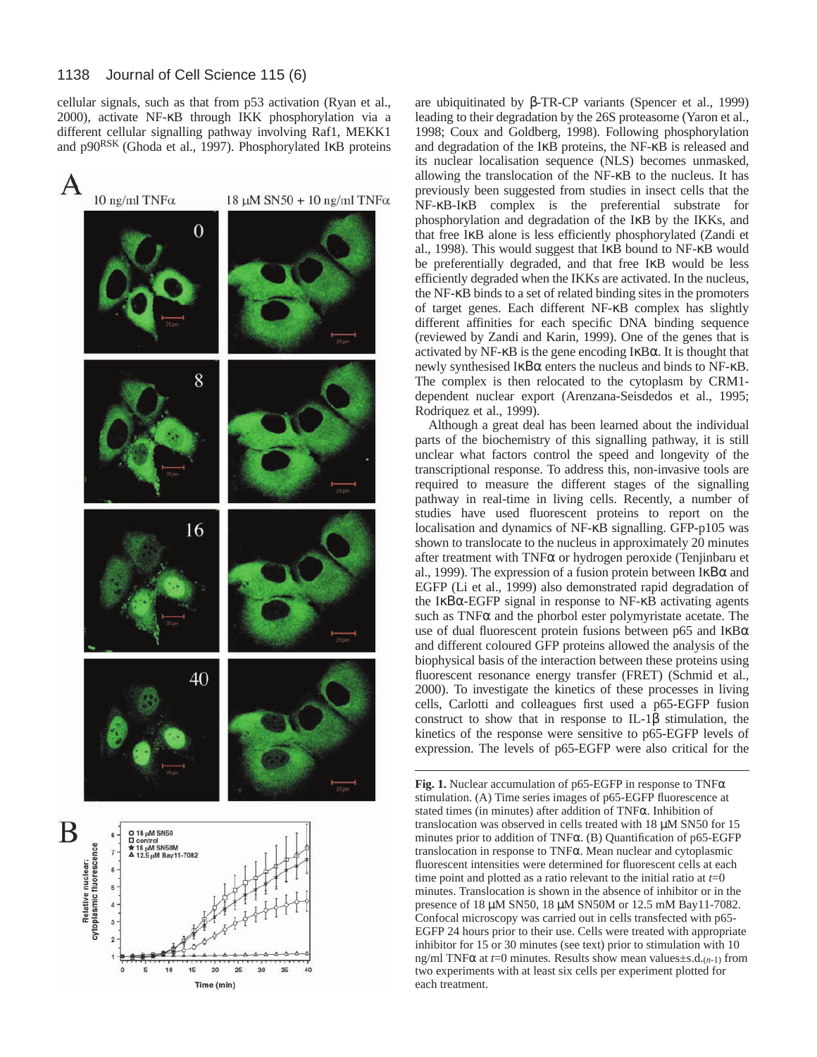cellular signals, such as that from p53 activation (Ryan et al., 2000), activate NF-κB through IKK phosphorylation via a different cellular signalling pathway involving Raf1, MEKK1 and p90[RSK] (Ghoda et al., 1997). Phosphorylated IκB proteins are ubiquitinated by β-TR-CP variants (Spencer et al., 1999) leading to their degradation by the 26S proteasome (Yaron et al., 1998; Coux and Goldberg, 1998). Following phosphorylation and degradation of the IκB proteins, the NF-κB is released and its nuclear localisation sequence (NLS) becomes unmasked, allowing the translocation of the NF-κB to the nucleus. It has previously been suggested from studies in insect cells that the NF-κB-IκB complex is the preferential substrate for phosphorylation and degradation of the IκB by the IKKs, and that free IκB alone is less efficiently phosphorylated (Zandi et al., 1998). This would suggest that IκB bound to NF-κB would be preferentially degraded, and that free IκB would be less efficiently degraded when the IKKs are activated. In the nucleus, the NF-κB binds to a set of related binding sites in the promoters of target genes. Each different NF-κB complex has slightly different affinities for each specific DNA binding sequence (reviewed by Zandi and Karin, 1999). One of the genes that is activated by NF-κB is the gene encoding IκBα. It is thought that newly synthesised IκBα enters the nucleus and binds to NF-κB. The complex is then relocated to the cytoplasm by CRM1-dependent nuclear export (Arenzana-Seisdedos et al., 1995; Rodriquez et al., 1999).

Although a great deal has been learned about the individual parts of the biochemistry of this signalling pathway, it is still unclear what factors control the speed and longevity of the transcriptional response. To address this, non-invasive tools are required to measure the different stages of the signalling pathway in real-time in living cells. Recently, a number of studies have used fluorescent proteins to report on the localisation and dynamics of NF-κB signalling. GFP-p105 was shown to translocate to the nucleus in approximately 20 minutes after treatment with TNFα or hydrogen peroxide (Tenjinbaru et al., 1999). The expression of a fusion protein between IκBα and EGFP (Li et al., 1999) also demonstrated rapid degradation of the IκBα-EGFP signal in response to NF-κB activating agents such as TNFα and the phorbol ester polymyristate acetate. The use of dual fluorescent protein fusions between p65 and IκBα and different coloured GFP proteins allowed the analysis of the biophysical basis of the interaction between these proteins using fluorescent resonance energy transfer (FRET) (Schmid et al., 2000). To investigate the kinetics of these processes in living cells, Carlotti and colleagues first used a p65-EGFP fusion construct to show that in response to IL-1β stimulation, the kinetics of the response were sensitive to p65-EGFP levels of expression. The levels of p65-EGFP were also critical for the

**Fig. 1.** Nuclear accumulation of p65-EGFP in response to TNFα stimulation. (A) Time series images of p65-EGFP fluorescence at stated times (in minutes) after addition of TNFα. Inhibition of translocation was observed in cells treated with 18 μM SN50 for 15 minutes prior to addition of TNFα. (B) Quantification of p65-EGFP translocation in response to TNFα. Mean nuclear and cytoplasmic fluorescent intensities were determined for fluorescent cells at each time point and plotted as a ratio relevant to the initial ratio at $t$=0 minutes. Translocation is shown in the absence of inhibitor or in the presence of 18 μM SN50, 18 μM SN50M or 12.5 mM Bay11-7082. Confocal microscopy was carried out in cells transfected with p65-EGFP 24 hours prior to their use. Cells were treated with appropriate inhibitor for 15 or 30 minutes (see text) prior to stimulation with 10 ng/ml TNFα at $t$=0 minutes. Results show mean values±s.d.$_{(n-1)}$ from two experiments with at least six cells per experiment plotted for each treatment.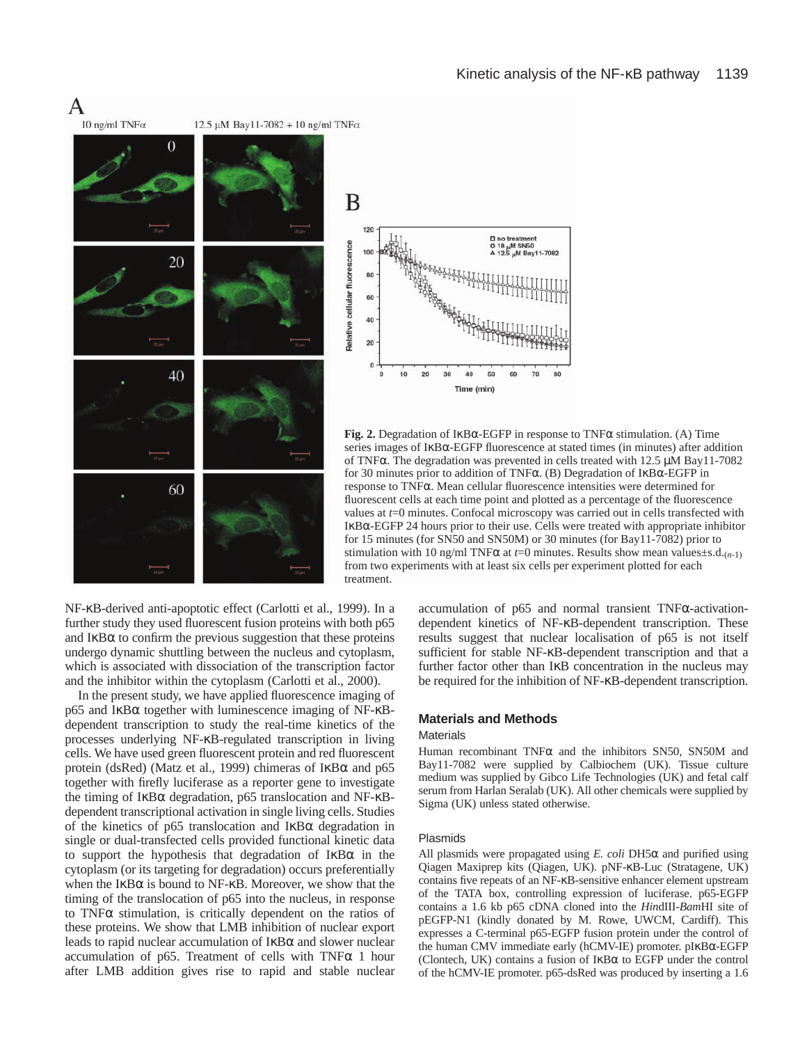**Fig. 2.** Degradation of IκBα-EGFP in response to TNFα stimulation. (A) Time series images of IκBα-EGFP fluorescence at stated times (in minutes) after addition of TNFα. The degradation was prevented in cells treated with 12.5 μM Bay11-7082 for 30 minutes prior to addition of TNFα. (B) Degradation of IκBα-EGFP in response to TNFα. Mean cellular fluorescence intensities were determined for fluorescent cells at each time point and plotted as a percentage of the fluorescence values at *t*=0 minutes. Confocal microscopy was carried out in cells transfected with IκBα-EGFP 24 hours prior to their use. Cells were treated with appropriate inhibitor for 15 minutes (for SN50 and SN50M) or 30 minutes (for Bay11-7082) prior to stimulation with 10 ng/ml TNFα at *t*=0 minutes. Results show mean values±s.d.$_{(n-1)}$ from two experiments with at least six cells per experiment plotted for each treatment.

NF-κB-derived anti-apoptotic effect (Carlotti et al., 1999). In a further study they used fluorescent fusion proteins with both p65 and IκBα to confirm the previous suggestion that these proteins undergo dynamic shuttling between the nucleus and cytoplasm, which is associated with dissociation of the transcription factor and the inhibitor within the cytoplasm (Carlotti et al., 2000).

In the present study, we have applied fluorescence imaging of p65 and IκBα together with luminescence imaging of NF-κB-dependent transcription to study the real-time kinetics of the processes underlying NF-κB-regulated transcription in living cells. We have used green fluorescent protein and red fluorescent protein (dsRed) (Matz et al., 1999) chimeras of IκBα and p65 together with firefly luciferase as a reporter gene to investigate the timing of IκBα degradation, p65 translocation and NF-κB-dependent transcriptional activation in single living cells. Studies of the kinetics of p65 translocation and IκBα degradation in single or dual-transfected cells provided functional kinetic data to support the hypothesis that degradation of IκBα in the cytoplasm (or its targeting for degradation) occurs preferentially when the IκBα is bound to NF-κB. Moreover, we show that the timing of the translocation of p65 into the nucleus, in response to TNFα stimulation, is critically dependent on the ratios of these proteins. We show that LMB inhibition of nuclear export leads to rapid nuclear accumulation of IκBα and slower nuclear accumulation of p65. Treatment of cells with TNFα 1 hour after LMB addition gives rise to rapid and stable nuclear accumulation of p65 and normal transient TNFα-activation-dependent kinetics of NF-κB-dependent transcription. These results suggest that nuclear localisation of p65 is not itself sufficient for stable NF-κB-dependent transcription and that a further factor other than IκB concentration in the nucleus may be required for the inhibition of NF-κB-dependent transcription.

## Materials and Methods

### Materials

Human recombinant TNFα and the inhibitors SN50, SN50M and Bay11-7082 were supplied by Calbiochem (UK). Tissue culture medium was supplied by Gibco Life Technologies (UK) and fetal calf serum from Harlan Seralab (UK). All other chemicals were supplied by Sigma (UK) unless stated otherwise.

### Plasmids

All plasmids were propagated using *E. coli* DH5α and purified using Qiagen Maxiprep kits (Qiagen, UK). pNF-κB-Luc (Stratagene, UK) contains five repeats of an NF-κB-sensitive enhancer element upstream of the TATA box, controlling expression of luciferase. p65-EGFP contains a 1.6 kb p65 cDNA cloned into the *Hin*dIII-*Bam*HI site of pEGFP-N1 (kindly donated by M. Rowe, UWCM, Cardiff). This expresses a C-terminal p65-EGFP fusion protein under the control of the human CMV immediate early (hCMV-IE) promoter. pIκBα-EGFP (Clontech, UK) contains a fusion of IκBα to EGFP under the control of the hCMV-IE promoter. p65-dsRed was produced by inserting a 1.6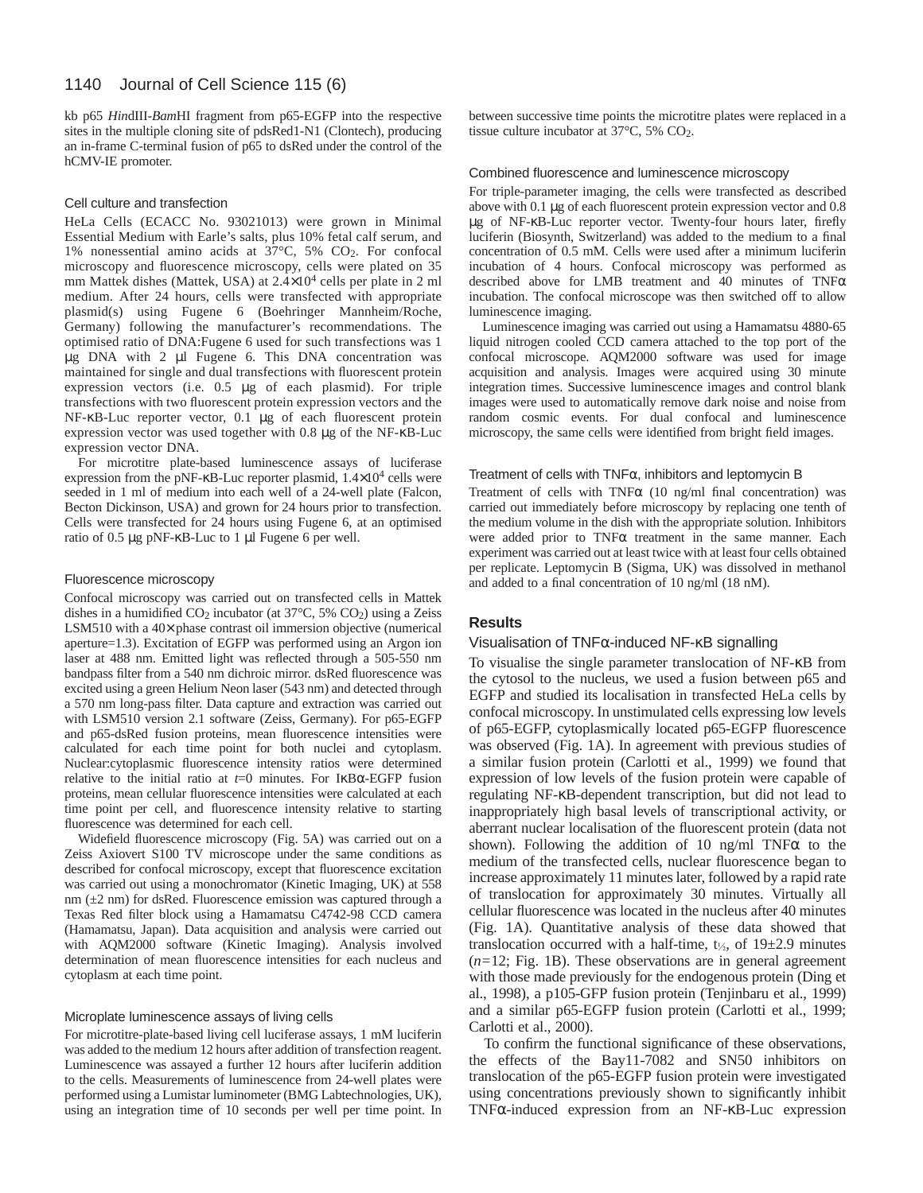kb p65 *Hin*dIII-*Bam*HI fragment from p65-EGFP into the respective sites in the multiple cloning site of pdsRed1-N1 (Clontech), producing an in-frame C-terminal fusion of p65 to dsRed under the control of the hCMV-IE promoter.

### Cell culture and transfection

HeLa Cells (ECACC No. 93021013) were grown in Minimal Essential Medium with Earle's salts, plus 10% fetal calf serum, and 1% nonessential amino acids at 37°C, 5% $CO_2$. For confocal microscopy and fluorescence microscopy, cells were plated on 35 mm Mattek dishes (Mattek, USA) at $2.4\times10^4$ cells per plate in 2 ml medium. After 24 hours, cells were transfected with appropriate plasmid(s) using Fugene 6 (Boehringer Mannheim/Roche, Germany) following the manufacturer's recommendations. The optimised ratio of DNA:Fugene 6 used for such transfections was 1 μg DNA with 2 μl Fugene 6. This DNA concentration was maintained for single and dual transfections with fluorescent protein expression vectors (i.e. 0.5 μg of each plasmid). For triple transfections with two fluorescent protein expression vectors and the NF-κB-Luc reporter vector, 0.1 μg of each fluorescent protein expression vector was used together with 0.8 μg of the NF-κB-Luc expression vector DNA.

For microtitre plate-based luminescence assays of luciferase expression from the pNF-κB-Luc reporter plasmid, $1.4\times10^4$ cells were seeded in 1 ml of medium into each well of a 24-well plate (Falcon, Becton Dickinson, USA) and grown for 24 hours prior to transfection. Cells were transfected for 24 hours using Fugene 6, at an optimised ratio of 0.5 μg pNF-κB-Luc to 1 μl Fugene 6 per well.

### Fluorescence microscopy

Confocal microscopy was carried out on transfected cells in Mattek dishes in a humidified $CO_2$ incubator (at 37°C, 5% $CO_2$) using a Zeiss LSM510 with a 40× phase contrast oil immersion objective (numerical aperture=1.3). Excitation of EGFP was performed using an Argon ion laser at 488 nm. Emitted light was reflected through a 505-550 nm bandpass filter from a 540 nm dichroic mirror. dsRed fluorescence was excited using a green Helium Neon laser (543 nm) and detected through a 570 nm long-pass filter. Data capture and extraction was carried out with LSM510 version 2.1 software (Zeiss, Germany). For p65-EGFP and p65-dsRed fusion proteins, mean fluorescence intensities were calculated for each time point for both nuclei and cytoplasm. Nuclear:cytoplasmic fluorescence intensity ratios were determined relative to the initial ratio at $t$=0 minutes. For IκBα-EGFP fusion proteins, mean cellular fluorescence intensities were calculated at each time point per cell, and fluorescence intensity relative to starting fluorescence was determined for each cell.

Widefield fluorescence microscopy (Fig. 5A) was carried out on a Zeiss Axiovert S100 TV microscope under the same conditions as described for confocal microscopy, except that fluorescence excitation was carried out using a monochromator (Kinetic Imaging, UK) at 558 nm (±2 nm) for dsRed. Fluorescence emission was captured through a Texas Red filter block using a Hamamatsu C4742-98 CCD camera (Hamamatsu, Japan). Data acquisition and analysis were carried out with AQM2000 software (Kinetic Imaging). Analysis involved determination of mean fluorescence intensities for each nucleus and cytoplasm at each time point.

### Microplate luminescence assays of living cells

For microtitre-plate-based living cell luciferase assays, 1 mM luciferin was added to the medium 12 hours after addition of transfection reagent. Luminescence was assayed a further 12 hours after luciferin addition to the cells. Measurements of luminescence from 24-well plates were performed using a Lumistar luminometer (BMG Labtechnologies, UK), using an integration time of 10 seconds per well per time point. In between successive time points the microtitre plates were replaced in a tissue culture incubator at 37°C, 5% $CO_2$.

### Combined fluorescence and luminescence microscopy

For triple-parameter imaging, the cells were transfected as described above with 0.1 μg of each fluorescent protein expression vector and 0.8 μg of NF-κB-Luc reporter vector. Twenty-four hours later, firefly luciferin (Biosynth, Switzerland) was added to the medium to a final concentration of 0.5 mM. Cells were used after a minimum luciferin incubation of 4 hours. Confocal microscopy was performed as described above for LMB treatment and 40 minutes of TNFα incubation. The confocal microscope was then switched off to allow luminescence imaging.

Luminescence imaging was carried out using a Hamamatsu 4880-65 liquid nitrogen cooled CCD camera attached to the top port of the confocal microscope. AQM2000 software was used for image acquisition and analysis. Images were acquired using 30 minute integration times. Successive luminescence images and control blank images were used to automatically remove dark noise and noise from random cosmic events. For dual confocal and luminescence microscopy, the same cells were identified from bright field images.

### Treatment of cells with TNFα, inhibitors and leptomycin B

Treatment of cells with TNFα (10 ng/ml final concentration) was carried out immediately before microscopy by replacing one tenth of the medium volume in the dish with the appropriate solution. Inhibitors were added prior to TNFα treatment in the same manner. Each experiment was carried out at least twice with at least four cells obtained per replicate. Leptomycin B (Sigma, UK) was dissolved in methanol and added to a final concentration of 10 ng/ml (18 nM).

## Results

### Visualisation of TNFα-induced NF-κB signalling

To visualise the single parameter translocation of NF-κB from the cytosol to the nucleus, we used a fusion between p65 and EGFP and studied its localisation in transfected HeLa cells by confocal microscopy. In unstimulated cells expressing low levels of p65-EGFP, cytoplasmically located p65-EGFP fluorescence was observed (Fig. 1A). In agreement with previous studies of a similar fusion protein (Carlotti et al., 1999) we found that expression of low levels of the fusion protein were capable of regulating NF-κB-dependent transcription, but did not lead to inappropriately high basal levels of transcriptional activity, or aberrant nuclear localisation of the fluorescent protein (data not shown). Following the addition of 10 ng/ml TNFα to the medium of the transfected cells, nuclear fluorescence began to increase approximately 11 minutes later, followed by a rapid rate of translocation for approximately 30 minutes. Virtually all cellular fluorescence was located in the nucleus after 40 minutes (Fig. 1A). Quantitative analysis of these data showed that translocation occurred with a half-time, $t_{½}$, of 19±2.9 minutes ($n$=12; Fig. 1B). These observations are in general agreement with those made previously for the endogenous protein (Ding et al., 1998), a p105-GFP fusion protein (Tenjinbaru et al., 1999) and a similar p65-EGFP fusion protein (Carlotti et al., 1999; Carlotti et al., 2000).

To confirm the functional significance of these observations, the effects of the Bay11-7082 and SN50 inhibitors on translocation of the p65-EGFP fusion protein were investigated using concentrations previously shown to significantly inhibit TNFα-induced expression from an NF-κB-Luc expression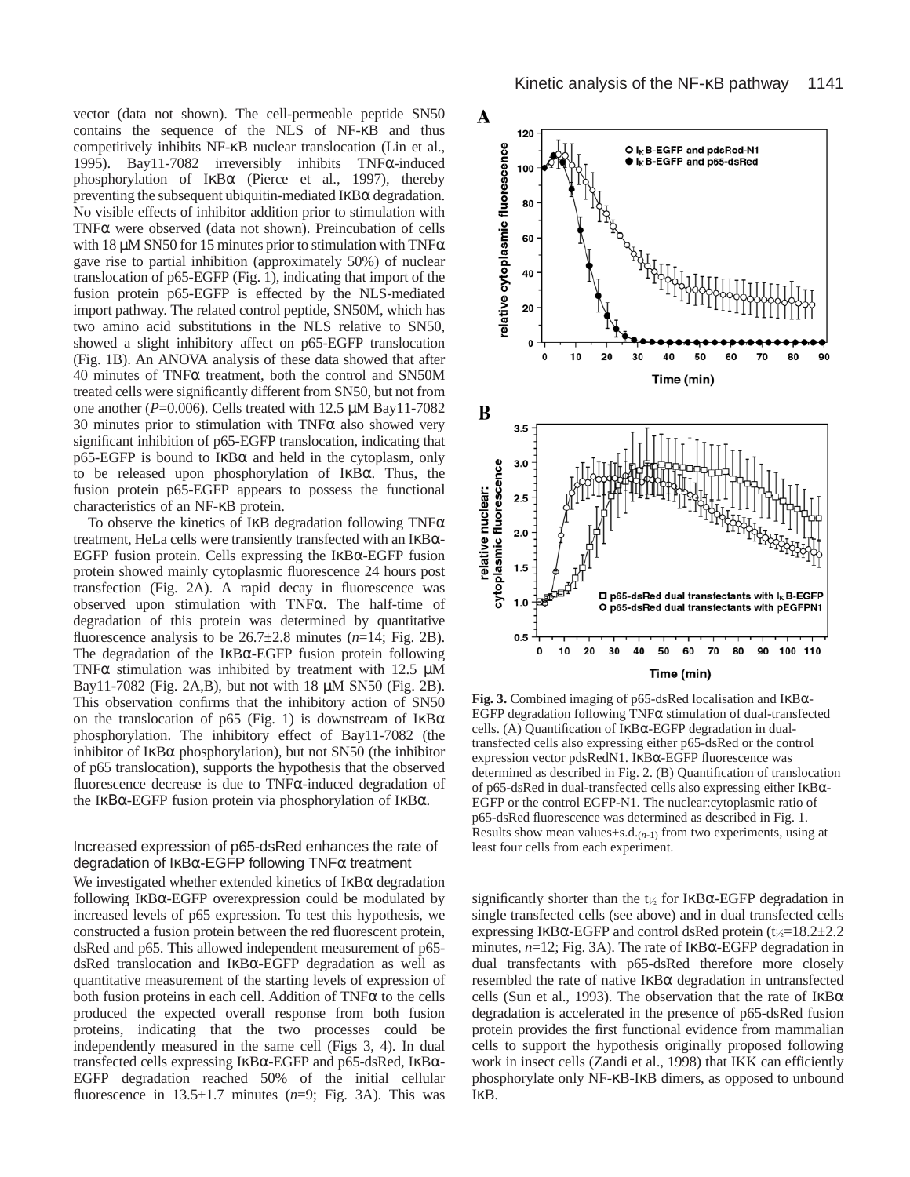vector (data not shown). The cell-permeable peptide SN50 contains the sequence of the NLS of NF-κB and thus competitively inhibits NF-κB nuclear translocation (Lin et al., 1995). Bay11-7082 irreversibly inhibits TNFα-induced phosphorylation of IκBα (Pierce et al., 1997), thereby preventing the subsequent ubiquitin-mediated IκBα degradation. No visible effects of inhibitor addition prior to stimulation with TNFα were observed (data not shown). Preincubation of cells with 18 μM SN50 for 15 minutes prior to stimulation with TNFα gave rise to partial inhibition (approximately 50%) of nuclear translocation of p65-EGFP (Fig. 1), indicating that import of the fusion protein p65-EGFP is effected by the NLS-mediated import pathway. The related control peptide, SN50M, which has two amino acid substitutions in the NLS relative to SN50, showed a slight inhibitory affect on p65-EGFP translocation (Fig. 1B). An ANOVA analysis of these data showed that after 40 minutes of TNFα treatment, both the control and SN50M treated cells were significantly different from SN50, but not from one another ($P$=0.006). Cells treated with 12.5 μM Bay11-7082 30 minutes prior to stimulation with TNFα also showed very significant inhibition of p65-EGFP translocation, indicating that p65-EGFP is bound to IκBα and held in the cytoplasm, only to be released upon phosphorylation of IκBα. Thus, the fusion protein p65-EGFP appears to possess the functional characteristics of an NF-κB protein.

To observe the kinetics of IκB degradation following TNFα treatment, HeLa cells were transiently transfected with an IκBα-EGFP fusion protein. Cells expressing the IκBα-EGFP fusion protein showed mainly cytoplasmic fluorescence 24 hours post transfection (Fig. 2A). A rapid decay in fluorescence was observed upon stimulation with TNFα. The half-time of degradation of this protein was determined by quantitative fluorescence analysis to be 26.7±2.8 minutes ($n$=14; Fig. 2B). The degradation of the IκBα-EGFP fusion protein following TNFα stimulation was inhibited by treatment with 12.5 μM Bay11-7082 (Fig. 2A,B), but not with 18 μM SN50 (Fig. 2B). This observation confirms that the inhibitory action of SN50 on the translocation of p65 (Fig. 1) is downstream of IκBα phosphorylation. The inhibitory effect of Bay11-7082 (the inhibitor of IκBα phosphorylation), but not SN50 (the inhibitor of p65 translocation), supports the hypothesis that the observed fluorescence decrease is due to TNFα-induced degradation of the IκBα-EGFP fusion protein via phosphorylation of IκBα.

### Increased expression of p65-dsRed enhances the rate of degradation of IκBα-EGFP following TNFα treatment

We investigated whether extended kinetics of IκBα degradation following IκBα-EGFP overexpression could be modulated by increased levels of p65 expression. To test this hypothesis, we constructed a fusion protein between the red fluorescent protein, dsRed and p65. This allowed independent measurement of p65-dsRed translocation and IκBα-EGFP degradation as well as quantitative measurement of the starting levels of expression of both fusion proteins in each cell. Addition of TNFα to the cells produced the expected overall response from both fusion proteins, indicating that the two processes could be independently measured in the same cell (Figs 3, 4). In dual transfected cells expressing IκBα-EGFP and p65-dsRed, IκBα-EGFP degradation reached 50% of the initial cellular fluorescence in 13.5±1.7 minutes ($n$=9; Fig. 3A). This was significantly shorter than the $t_{½}$ for IκBα-EGFP degradation in single transfected cells (see above) and in dual transfected cells expressing IκBα-EGFP and control dsRed protein ($t_{½}$=18.2±2.2 minutes, $n$=12; Fig. 3A). The rate of IκBα-EGFP degradation in dual transfectants with p65-dsRed therefore more closely resembled the rate of native IκBα degradation in untransfected cells (Sun et al., 1993). The observation that the rate of IκBα degradation is accelerated in the presence of p65-dsRed fusion protein provides the first functional evidence from mammalian cells to support the hypothesis originally proposed following work in insect cells (Zandi et al., 1998) that IKK can efficiently phosphorylate only NF-κB-IκB dimers, as opposed to unbound IκB.

**Fig. 3.** Combined imaging of p65-dsRed localisation and IκBα-EGFP degradation following TNFα stimulation of dual-transfected cells. (A) Quantification of IκBα-EGFP degradation in dual-transfected cells also expressing either p65-dsRed or the control expression vector pdsRedN1. IκBα-EGFP fluorescence was determined as described in Fig. 2. (B) Quantification of translocation of p65-dsRed in dual-transfected cells also expressing either IκBα-EGFP or the control EGFP-N1. The nuclear:cytoplasmic ratio of p65-dsRed fluorescence was determined as described in Fig. 1. Results show mean values±s.d.$_{(n-1)}$ from two experiments, using at least four cells from each experiment.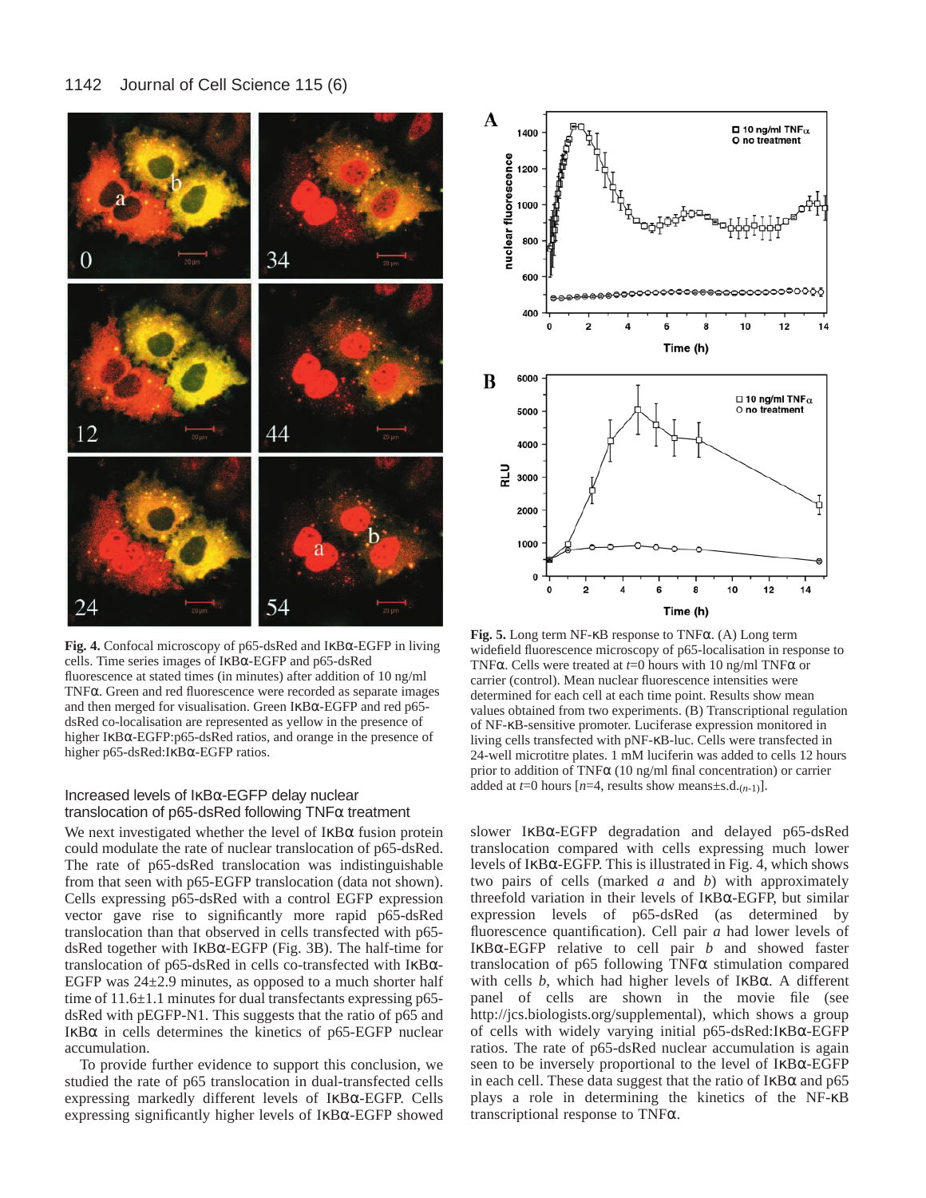**Fig. 4.** Confocal microscopy of p65-dsRed and IκBα-EGFP in living cells. Time series images of IκBα-EGFP and p65-dsRed fluorescence at stated times (in minutes) after addition of 10 ng/ml TNFα. Green and red fluorescence were recorded as separate images and then merged for visualisation. Green IκBα-EGFP and red p65-dsRed co-localisation are represented as yellow in the presence of higher IκBα-EGFP:p65-dsRed ratios, and orange in the presence of higher p65-dsRed:IκBα-EGFP ratios.

**Fig. 5.** Long term NF-κB response to TNFα. (A) Long term widefield fluorescence microscopy of p65-localisation in response to TNFα. Cells were treated at $t$=0 hours with 10 ng/ml TNFα or carrier (control). Mean nuclear fluorescence intensities were determined for each cell at each time point. Results show mean values obtained from two experiments. (B) Transcriptional regulation of NF-κB-sensitive promoter. Luciferase expression monitored in living cells transfected with pNF-κB-luc. Cells were transfected in 24-well microtitre plates. 1 mM luciferin was added to cells 12 hours prior to addition of TNFα (10 ng/ml final concentration) or carrier added at $t$=0 hours [$n$=4, results show means±s.d.$_{(n-1)}$].

### Increased levels of IκBα-EGFP delay nuclear translocation of p65-dsRed following TNFα treatment

We next investigated whether the level of IκBα fusion protein could modulate the rate of nuclear translocation of p65-dsRed. The rate of p65-dsRed translocation was indistinguishable from that seen with p65-EGFP translocation (data not shown). Cells expressing p65-dsRed with a control EGFP expression vector gave rise to significantly more rapid p65-dsRed translocation than that observed in cells transfected with p65-dsRed together with IκBα-EGFP (Fig. 3B). The half-time for translocation of p65-dsRed in cells co-transfected with IκBα-EGFP was 24±2.9 minutes, as opposed to a much shorter half time of 11.6±1.1 minutes for dual transfectants expressing p65-dsRed with pEGFP-N1. This suggests that the ratio of p65 and IκBα in cells determines the kinetics of p65-EGFP nuclear accumulation.

To provide further evidence to support this conclusion, we studied the rate of p65 translocation in dual-transfected cells expressing markedly different levels of IκBα-EGFP. Cells expressing significantly higher levels of IκBα-EGFP showed slower IκBα-EGFP degradation and delayed p65-dsRed translocation compared with cells expressing much lower levels of IκBα-EGFP. This is illustrated in Fig. 4, which shows two pairs of cells (marked *a* and *b*) with approximately threefold variation in their levels of IκBα-EGFP, but similar expression levels of p65-dsRed (as determined by fluorescence quantification). Cell pair *a* had lower levels of IκBα-EGFP relative to cell pair *b* and showed faster translocation of p65 following TNFα stimulation compared with cells *b*, which had higher levels of IκBα. A different panel of cells are shown in the movie file (see http://jcs.biologists.org/supplemental), which shows a group of cells with widely varying initial p65-dsRed:IκBα-EGFP ratios. The rate of p65-dsRed nuclear accumulation is again seen to be inversely proportional to the level of IκBα-EGFP in each cell. These data suggest that the ratio of IκBα and p65 plays a role in determining the kinetics of the NF-κB transcriptional response to TNFα.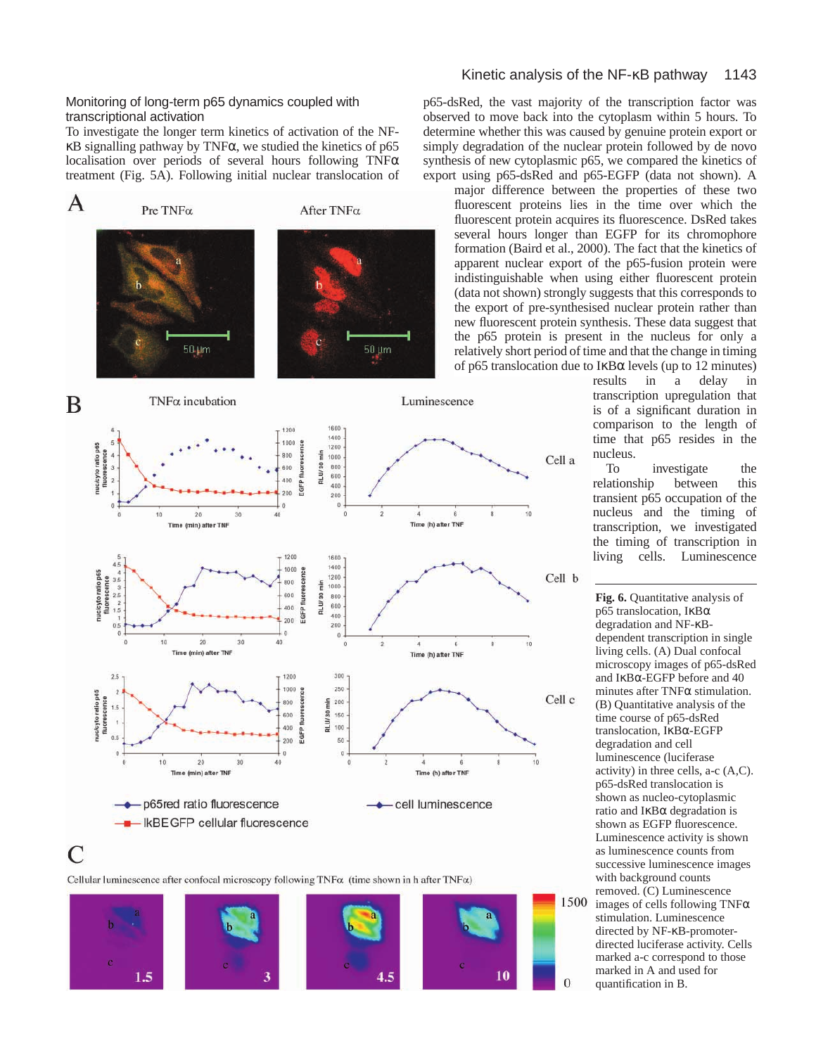## Monitoring of long-term p65 dynamics coupled with transcriptional activation

To investigate the longer term kinetics of activation of the NF-κB signalling pathway by TNFα, we studied the kinetics of p65 localisation over periods of several hours following TNFα treatment (Fig. 5A). Following initial nuclear translocation of p65-dsRed, the vast majority of the transcription factor was observed to move back into the cytoplasm within 5 hours. To determine whether this was caused by genuine protein export or simply degradation of the nuclear protein followed by de novo synthesis of new cytoplasmic p65, we compared the kinetics of export using p65-dsRed and p65-EGFP (data not shown). A major difference between the properties of these two fluorescent proteins lies in the time over which the fluorescent protein acquires its fluorescence. DsRed takes several hours longer than EGFP for its chromophore formation (Baird et al., 2000). The fact that the kinetics of apparent nuclear export of the p65-fusion protein were indistinguishable when using either fluorescent protein (data not shown) strongly suggests that this corresponds to the export of pre-synthesised nuclear protein rather than new fluorescent protein synthesis. These data suggest that the p65 protein is present in the nucleus for only a relatively short period of time and that the change in timing of p65 translocation due to IκBα levels (up to 12 minutes) results in a delay in transcription upregulation that is of a significant duration in comparison to the length of time that p65 resides in the nucleus.

To investigate the relationship between this transient p65 occupation of the nucleus and the timing of transcription, we investigated the timing of transcription in living cells. Luminescence

**Fig. 6.** Quantitative analysis of p65 translocation, IκBα degradation and NF-κB-dependent transcription in single living cells. (A) Dual confocal microscopy images of p65-dsRed and IκBα-EGFP before and 40 minutes after TNFα stimulation. (B) Quantitative analysis of the time course of p65-dsRed translocation, IκBα-EGFP degradation and cell luminescence (luciferase activity) in three cells, a-c (A,C). p65-dsRed translocation is shown as nucleo-cytoplasmic ratio and IκBα degradation is shown as EGFP fluorescence. Luminescence activity is shown as luminescence counts from successive luminescence images with background counts removed. (C) Luminescence images of cells following TNFα stimulation. Luminescence directed by NF-κB-promoter-directed luciferase activity. Cells marked a-c correspond to those marked in A and used for quantification in B.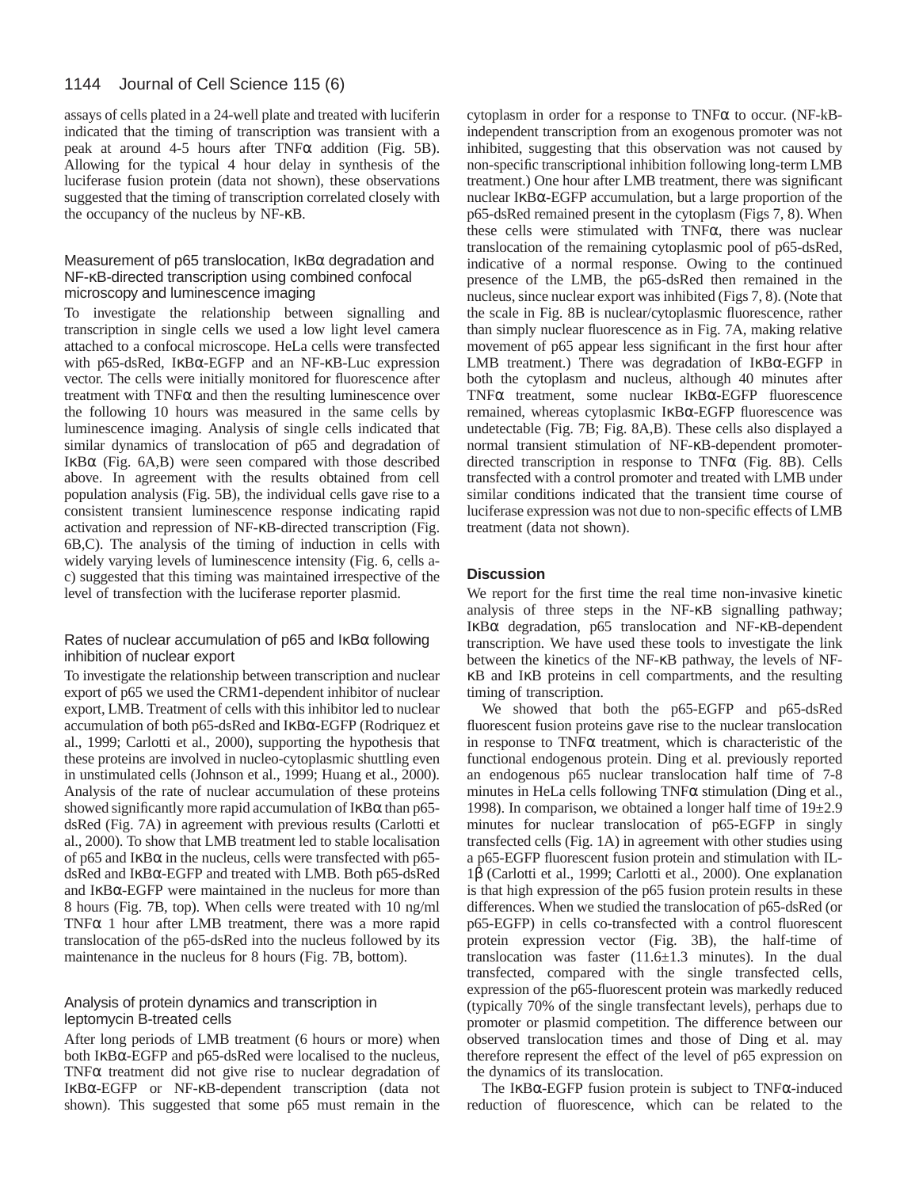assays of cells plated in a 24-well plate and treated with luciferin indicated that the timing of transcription was transient with a peak at around 4-5 hours after TNFα addition (Fig. 5B). Allowing for the typical 4 hour delay in synthesis of the luciferase fusion protein (data not shown), these observations suggested that the timing of transcription correlated closely with the occupancy of the nucleus by NF-κB.

### Measurement of p65 translocation, IκBα degradation and NF-κB-directed transcription using combined confocal microscopy and luminescence imaging

To investigate the relationship between signalling and transcription in single cells we used a low light level camera attached to a confocal microscope. HeLa cells were transfected with p65-dsRed, IκBα-EGFP and an NF-κB-Luc expression vector. The cells were initially monitored for fluorescence after treatment with TNFα and then the resulting luminescence over the following 10 hours was measured in the same cells by luminescence imaging. Analysis of single cells indicated that similar dynamics of translocation of p65 and degradation of IκBα (Fig. 6A,B) were seen compared with those described above. In agreement with the results obtained from cell population analysis (Fig. 5B), the individual cells gave rise to a consistent transient luminescence response indicating rapid activation and repression of NF-κB-directed transcription (Fig. 6B,C). The analysis of the timing of induction in cells with widely varying levels of luminescence intensity (Fig. 6, cells a-c) suggested that this timing was maintained irrespective of the level of transfection with the luciferase reporter plasmid.

### Rates of nuclear accumulation of p65 and IκBα following inhibition of nuclear export

To investigate the relationship between transcription and nuclear export of p65 we used the CRM1-dependent inhibitor of nuclear export, LMB. Treatment of cells with this inhibitor led to nuclear accumulation of both p65-dsRed and IκBα-EGFP (Rodriquez et al., 1999; Carlotti et al., 2000), supporting the hypothesis that these proteins are involved in nucleo-cytoplasmic shuttling even in unstimulated cells (Johnson et al., 1999; Huang et al., 2000). Analysis of the rate of nuclear accumulation of these proteins showed significantly more rapid accumulation of IκBα than p65-dsRed (Fig. 7A) in agreement with previous results (Carlotti et al., 2000). To show that LMB treatment led to stable localisation of p65 and IκBα in the nucleus, cells were transfected with p65-dsRed and IκBα-EGFP and treated with LMB. Both p65-dsRed and IκBα-EGFP were maintained in the nucleus for more than 8 hours (Fig. 7B, top). When cells were treated with 10 ng/ml TNFα 1 hour after LMB treatment, there was a more rapid translocation of the p65-dsRed into the nucleus followed by its maintenance in the nucleus for 8 hours (Fig. 7B, bottom).

### Analysis of protein dynamics and transcription in leptomycin B-treated cells

After long periods of LMB treatment (6 hours or more) when both IκBα-EGFP and p65-dsRed were localised to the nucleus, TNFα treatment did not give rise to nuclear degradation of IκBα-EGFP or NF-κB-dependent transcription (data not shown). This suggested that some p65 must remain in the cytoplasm in order for a response to TNFα to occur. (NF-kB-independent transcription from an exogenous promoter was not inhibited, suggesting that this observation was not caused by non-specific transcriptional inhibition following long-term LMB treatment.) One hour after LMB treatment, there was significant nuclear IκBα-EGFP accumulation, but a large proportion of the p65-dsRed remained present in the cytoplasm (Figs 7, 8). When these cells were stimulated with TNFα, there was nuclear translocation of the remaining cytoplasmic pool of p65-dsRed, indicative of a normal response. Owing to the continued presence of the LMB, the p65-dsRed then remained in the nucleus, since nuclear export was inhibited (Figs 7, 8). (Note that the scale in Fig. 8B is nuclear/cytoplasmic fluorescence, rather than simply nuclear fluorescence as in Fig. 7A, making relative movement of p65 appear less significant in the first hour after LMB treatment.) There was degradation of IκBα-EGFP in both the cytoplasm and nucleus, although 40 minutes after TNFα treatment, some nuclear IκBα-EGFP fluorescence remained, whereas cytoplasmic IκBα-EGFP fluorescence was undetectable (Fig. 7B; Fig. 8A,B). These cells also displayed a normal transient stimulation of NF-κB-dependent promoter-directed transcription in response to TNFα (Fig. 8B). Cells transfected with a control promoter and treated with LMB under similar conditions indicated that the transient time course of luciferase expression was not due to non-specific effects of LMB treatment (data not shown).

## Discussion

We report for the first time the real time non-invasive kinetic analysis of three steps in the NF-κB signalling pathway; IκBα degradation, p65 translocation and NF-κB-dependent transcription. We have used these tools to investigate the link between the kinetics of the NF-κB pathway, the levels of NF-κB and IκB proteins in cell compartments, and the resulting timing of transcription.

We showed that both the p65-EGFP and p65-dsRed fluorescent fusion proteins gave rise to the nuclear translocation in response to TNFα treatment, which is characteristic of the functional endogenous protein. Ding et al. previously reported an endogenous p65 nuclear translocation half time of 7-8 minutes in HeLa cells following TNFα stimulation (Ding et al., 1998). In comparison, we obtained a longer half time of 19±2.9 minutes for nuclear translocation of p65-EGFP in singly transfected cells (Fig. 1A) in agreement with other studies using a p65-EGFP fluorescent fusion protein and stimulation with IL-1β (Carlotti et al., 1999; Carlotti et al., 2000). One explanation is that high expression of the p65 fusion protein results in these differences. When we studied the translocation of p65-dsRed (or p65-EGFP) in cells co-transfected with a control fluorescent protein expression vector (Fig. 3B), the half-time of translocation was faster (11.6±1.3 minutes). In the dual transfected, compared with the single transfected cells, expression of the p65-fluorescent protein was markedly reduced (typically 70% of the single transfectant levels), perhaps due to promoter or plasmid competition. The difference between our observed translocation times and those of Ding et al. may therefore represent the effect of the level of p65 expression on the dynamics of its translocation.

The IκBα-EGFP fusion protein is subject to TNFα-induced reduction of fluorescence, which can be related to the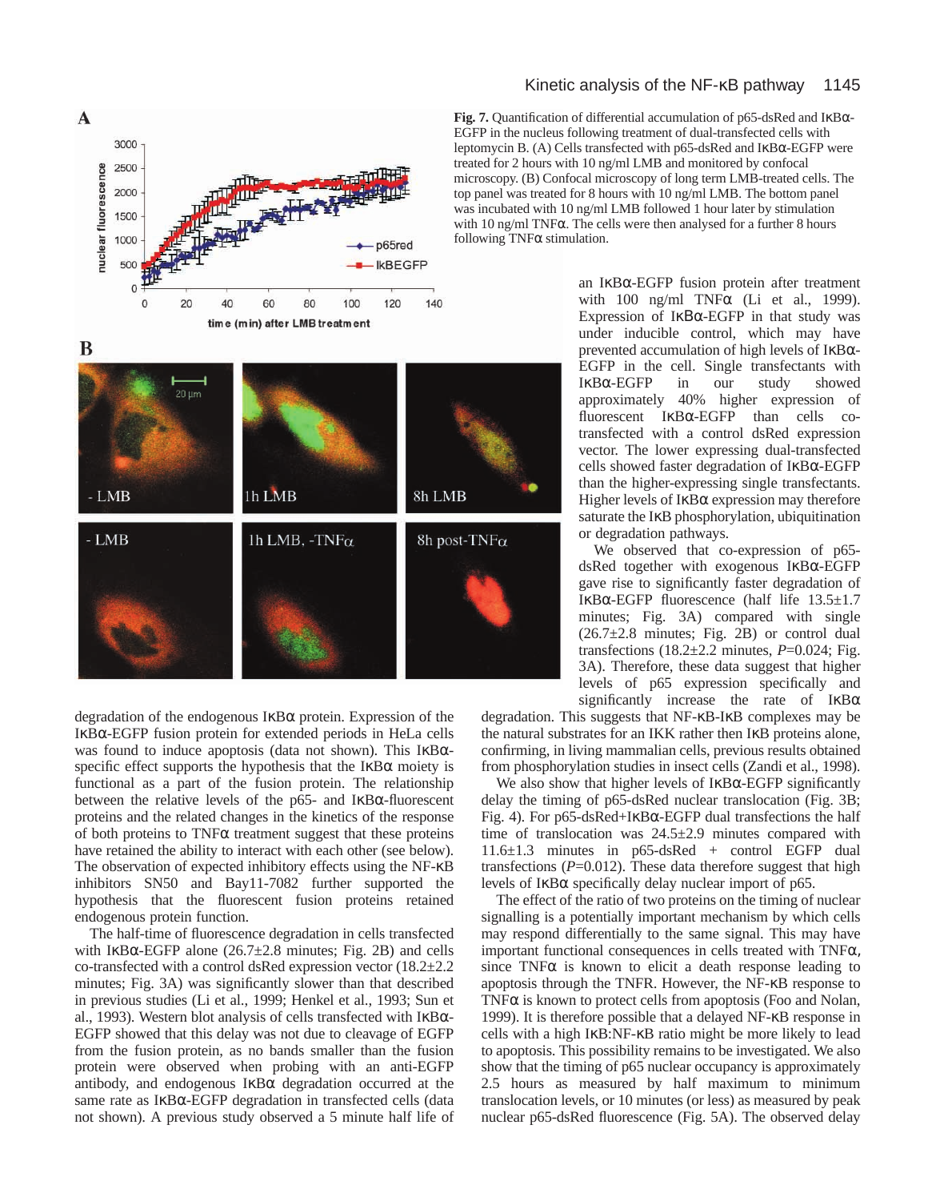**Fig. 7.** Quantification of differential accumulation of p65-dsRed and IκBα-EGFP in the nucleus following treatment of dual-transfected cells with leptomycin B. (A) Cells transfected with p65-dsRed and IκBα-EGFP were treated for 2 hours with 10 ng/ml LMB and monitored by confocal microscopy. (B) Confocal microscopy of long term LMB-treated cells. The top panel was treated for 8 hours with 10 ng/ml LMB. The bottom panel was incubated with 10 ng/ml LMB followed 1 hour later by stimulation with 10 ng/ml TNFα. The cells were then analysed for a further 8 hours following TNFα stimulation.

degradation of the endogenous IκBα protein. Expression of the IκBα-EGFP fusion protein for extended periods in HeLa cells was found to induce apoptosis (data not shown). This IκBα-specific effect supports the hypothesis that the IκBα moiety is functional as a part of the fusion protein. The relationship between the relative levels of the p65- and IκBα-fluorescent proteins and the related changes in the kinetics of the response of both proteins to TNFα treatment suggest that these proteins have retained the ability to interact with each other (see below). The observation of expected inhibitory effects using the NF-κB inhibitors SN50 and Bay11-7082 further supported the hypothesis that the fluorescent fusion proteins retained endogenous protein function.

The half-time of fluorescence degradation in cells transfected with IκBα-EGFP alone (26.7±2.8 minutes; Fig. 2B) and cells co-transfected with a control dsRed expression vector (18.2±2.2 minutes; Fig. 3A) was significantly slower than that described in previous studies (Li et al., 1999; Henkel et al., 1993; Sun et al., 1993). Western blot analysis of cells transfected with IκBα-EGFP showed that this delay was not due to cleavage of EGFP from the fusion protein, as no bands smaller than the fusion protein were observed when probing with an anti-EGFP antibody, and endogenous IκBα degradation occurred at the same rate as IκBα-EGFP degradation in transfected cells (data not shown). A previous study observed a 5 minute half life of an IκBα-EGFP fusion protein after treatment with 100 ng/ml TNFα (Li et al., 1999). Expression of IκBα-EGFP in that study was under inducible control, which may have prevented accumulation of high levels of IκBα-EGFP in the cell. Single transfectants with IκBα-EGFP in our study showed approximately 40% higher expression of fluorescent IκBα-EGFP than cells co-transfected with a control dsRed expression vector. The lower expressing dual-transfected cells showed faster degradation of IκBα-EGFP than the higher-expressing single transfectants. Higher levels of IκBα expression may therefore saturate the IκB phosphorylation, ubiquitination or degradation pathways.

We observed that co-expression of p65-dsRed together with exogenous IκBα-EGFP gave rise to significantly faster degradation of IκBα-EGFP fluorescence (half life 13.5±1.7 minutes; Fig. 3A) compared with single (26.7±2.8 minutes; Fig. 2B) or control dual transfections (18.2±2.2 minutes, *P*=0.024; Fig. 3A). Therefore, these data suggest that higher levels of p65 expression specifically and significantly increase the rate of IκBα degradation. This suggests that NF-κB-IκB complexes may be the natural substrates for an IKK rather then IκB proteins alone, confirming, in living mammalian cells, previous results obtained from phosphorylation studies in insect cells (Zandi et al., 1998).

We also show that higher levels of IκBα-EGFP significantly delay the timing of p65-dsRed nuclear translocation (Fig. 3B; Fig. 4). For p65-dsRed+IκBα-EGFP dual transfections the half time of translocation was 24.5±2.9 minutes compared with 11.6±1.3 minutes in p65-dsRed + control EGFP dual transfections (*P*=0.012). These data therefore suggest that high levels of IκBα specifically delay nuclear import of p65.

The effect of the ratio of two proteins on the timing of nuclear signalling is a potentially important mechanism by which cells may respond differentially to the same signal. This may have important functional consequences in cells treated with TNFα, since TNFα is known to elicit a death response leading to apoptosis through the TNFR. However, the NF-κB response to TNFα is known to protect cells from apoptosis (Foo and Nolan, 1999). It is therefore possible that a delayed NF-κB response in cells with a high IκB:NF-κB ratio might be more likely to lead to apoptosis. This possibility remains to be investigated. We also show that the timing of p65 nuclear occupancy is approximately 2.5 hours as measured by half maximum to minimum translocation levels, or 10 minutes (or less) as measured by peak nuclear p65-dsRed fluorescence (Fig. 5A). The observed delay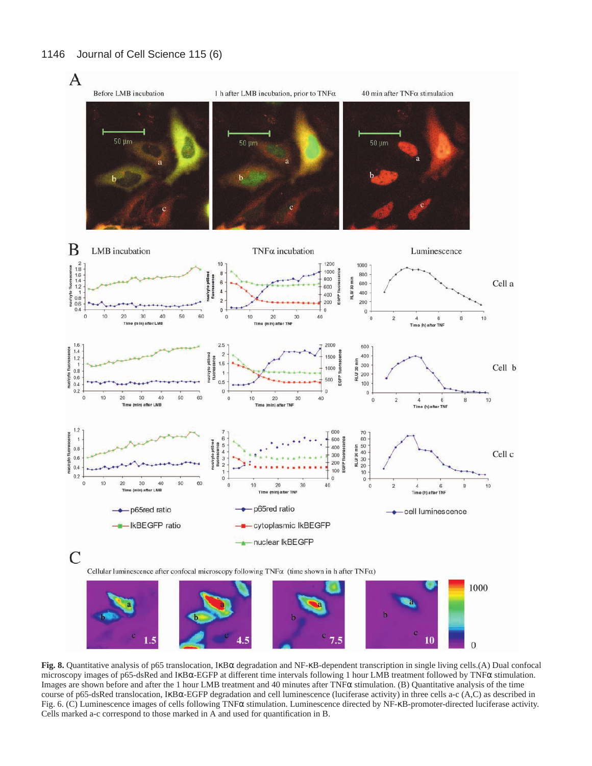**Fig. 8.** Quantitative analysis of p65 translocation, IκBα degradation and NF-κB-dependent transcription in single living cells.(A) Dual confocal microscopy images of p65-dsRed and IκBα-EGFP at different time intervals following 1 hour LMB treatment followed by TNFα stimulation. Images are shown before and after the 1 hour LMB treatment and 40 minutes after TNFα stimulation. (B) Quantitative analysis of the time course of p65-dsRed translocation, IκBα-EGFP degradation and cell luminescence (luciferase activity) in three cells a-c (A,C) as described in Fig. 6. (C) Luminescence images of cells following TNFα stimulation. Luminescence directed by NF-κB-promoter-directed luciferase activity. Cells marked a-c correspond to those marked in A and used for quantification in B.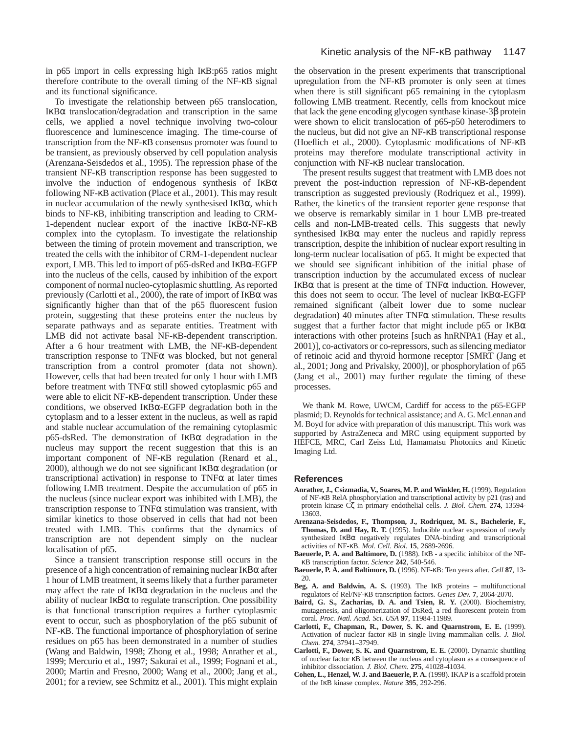in p65 import in cells expressing high IκB:p65 ratios might therefore contribute to the overall timing of the NF-κB signal and its functional significance.

To investigate the relationship between p65 translocation, IκBα translocation/degradation and transcription in the same cells, we applied a novel technique involving two-colour fluorescence and luminescence imaging. The time-course of transcription from the NF-κB consensus promoter was found to be transient, as previously observed by cell population analysis (Arenzana-Seisdedos et al., 1995). The repression phase of the transient NF-κB transcription response has been suggested to involve the induction of endogenous synthesis of IκBα following NF-κB activation (Place et al., 2001). This may result in nuclear accumulation of the newly synthesised IκBα, which binds to NF-κB, inhibiting transcription and leading to CRM-1-dependent nuclear export of the inactive IκBα-NF-κB complex into the cytoplasm. To investigate the relationship between the timing of protein movement and transcription, we treated the cells with the inhibitor of CRM-1-dependent nuclear export, LMB. This led to import of p65-dsRed and IκBα-EGFP into the nucleus of the cells, caused by inhibition of the export component of normal nucleo-cytoplasmic shuttling. As reported previously (Carlotti et al., 2000), the rate of import of IκBα was significantly higher than that of the p65 fluorescent fusion protein, suggesting that these proteins enter the nucleus by separate pathways and as separate entities. Treatment with LMB did not activate basal NF-κB-dependent transcription. After a 6 hour treatment with LMB, the NF-κB-dependent transcription response to TNFα was blocked, but not general transcription from a control promoter (data not shown). However, cells that had been treated for only 1 hour with LMB before treatment with TNFα still showed cytoplasmic p65 and were able to elicit NF-κB-dependent transcription. Under these conditions, we observed IκBα-EGFP degradation both in the cytoplasm and to a lesser extent in the nucleus, as well as rapid and stable nuclear accumulation of the remaining cytoplasmic p65-dsRed. The demonstration of IκBα degradation in the nucleus may support the recent suggestion that this is an important component of NF-κB regulation (Renard et al., 2000), although we do not see significant IκBα degradation (or transcriptional activation) in response to TNFα at later times following LMB treatment. Despite the accumulation of p65 in the nucleus (since nuclear export was inhibited with LMB), the transcription response to TNFα stimulation was transient, with similar kinetics to those observed in cells that had not been treated with LMB. This confirms that the dynamics of transcription are not dependent simply on the nuclear localisation of p65.

Since a transient transcription response still occurs in the presence of a high concentration of remaining nuclear IκBα after 1 hour of LMB treatment, it seems likely that a further parameter may affect the rate of IκBα degradation in the nucleus and the ability of nuclear IκBα to regulate transcription. One possibility is that functional transcription requires a further cytoplasmic event to occur, such as phosphorylation of the p65 subunit of NF-κB. The functional importance of phosphorylation of serine residues on p65 has been demonstrated in a number of studies (Wang and Baldwin, 1998; Zhong et al., 1998; Anrather et al., 1999; Mercurio et al., 1997; Sakurai et al., 1999; Fognani et al., 2000; Martin and Fresno, 2000; Wang et al., 2000; Jang et al., 2001; for a review, see Schmitz et al., 2001). This might explain the observation in the present experiments that transcriptional upregulation from the NF-κB promoter is only seen at times when there is still significant p65 remaining in the cytoplasm following LMB treatment. Recently, cells from knockout mice that lack the gene encoding glycogen synthase kinase-3β protein were shown to elicit translocation of p65-p50 heterodimers to the nucleus, but did not give an NF-κB transcriptional response (Hoeflich et al., 2000). Cytoplasmic modifications of NF-κB proteins may therefore modulate transcriptional activity in conjunction with NF-κB nuclear translocation.

The present results suggest that treatment with LMB does not prevent the post-induction repression of NF-κB-dependent transcription as suggested previously (Rodriquez et al., 1999). Rather, the kinetics of the transient reporter gene response that we observe is remarkably similar in 1 hour LMB pre-treated cells and non-LMB-treated cells. This suggests that newly synthesised IκBα may enter the nucleus and rapidly repress transcription, despite the inhibition of nuclear export resulting in long-term nuclear localisation of p65. It might be expected that we should see significant inhibition of the initial phase of transcription induction by the accumulated excess of nuclear IκBα that is present at the time of TNFα induction. However, this does not seem to occur. The level of nuclear IκBα-EGFP remained significant (albeit lower due to some nuclear degradation) 40 minutes after TNFα stimulation. These results suggest that a further factor that might include p65 or IκBα interactions with other proteins [such as hnRNPA1 (Hay et al., 2001)], co-activators or co-repressors, such as silencing mediator of retinoic acid and thyroid hormone receptor [SMRT (Jang et al., 2001; Jong and Privalsky, 2000)], or phosphorylation of p65 (Jang et al., 2001) may further regulate the timing of these processes.

We thank M. Rowe, UWCM, Cardiff for access to the p65-EGFP plasmid; D. Reynolds for technical assistance; and A. G. McLennan and M. Boyd for advice with preparation of this manuscript. This work was supported by AstraZeneca and MRC using equipment supported by HEFCE, MRC, Carl Zeiss Ltd, Hamamatsu Photonics and Kinetic Imaging Ltd.

## References

**Anrather, J., Csizmadia, V., Soares, M. P. and Winkler, H.** (1999). Regulation of NF-κB RelA phosphorylation and transcriptional activity by p21 (ras) and protein kinase Cζ in primary endothelial cells. *J. Biol. Chem.* **274**, 13594-13603.

**Arenzana-Seisdedos, F., Thompson, J., Rodriquez, M. S., Bachelerie, F., Thomas, D. and Hay, R. T.** (1995). Inducible nuclear expression of newly synthesized IκBα negatively regulates DNA-binding and transcriptional activities of NF-κB. *Mol. Cell. Biol.* **15**, 2689-2696.

**Baeuerle, P. A. and Baltimore, D.** (1988). IκB - a specific inhibitor of the NF-κB transcription factor. *Science* **242**, 540-546.

**Baeuerle, P. A. and Baltimore, D.** (1996). NF-κB: Ten years after. *Cell* **87**, 13-20.

**Beg, A. and Baldwin, A. S.** (1993). The IκB proteins – multifunctional regulators of Rel/NF-κB transcription factors. *Genes Dev.* **7**, 2064-2070.

**Baird, G. S., Zacharias, D. A. and Tsien, R. Y.** (2000). Biochemistry, mutagenesis, and oligomerization of DsRed, a red fluorescent protein from coral. *Proc. Natl. Acad. Sci. USA* **97**, 11984-11989.

**Carlotti, F., Chapman, R., Dower, S. K. and Quarnstrom, E. E.** (1999). Activation of nuclear factor κB in single living mammalian cells. *J. Biol. Chem.* **274**, 37941–37949.

**Carlotti, F., Dower, S. K. and Quarnstrom, E. E.** (2000). Dynamic shuttling of nuclear factor κB between the nucleus and cytoplasm as a consequence of inhibitor dissociation. *J. Biol. Chem.* **275**, 41028-41034.

**Cohen, L., Henzel, W. J. and Baeuerle, P. A.** (1998). IKAP is a scaffold protein of the IκB kinase complex. *Nature* **395**, 292-296.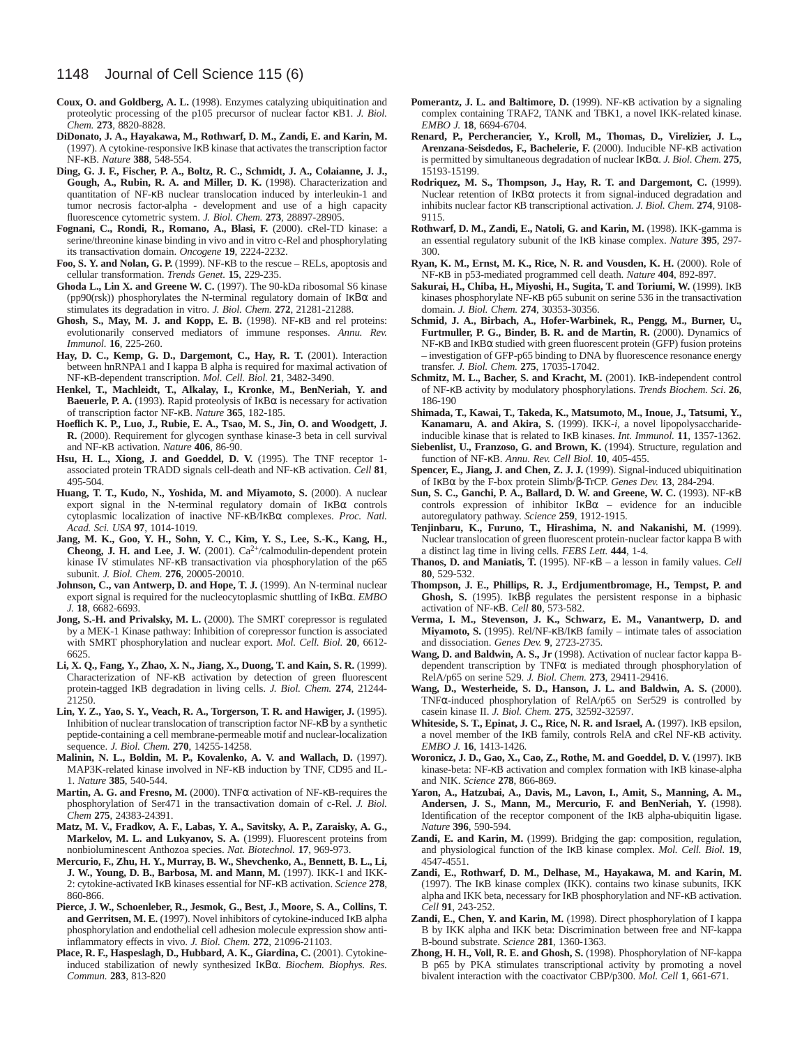**Coux, O. and Goldberg, A. L.** (1998). Enzymes catalyzing ubiquitination and proteolytic processing of the p105 precursor of nuclear factor κB1. *J. Biol. Chem.* **273**, 8820-8828.

**DiDonato, J. A., Hayakawa, M., Rothwarf, D. M., Zandi, E. and Karin, M.** (1997). A cytokine-responsive IκB kinase that activates the transcription factor NF-κB. *Nature* **388**, 548-554.

**Ding, G. J. F., Fischer, P. A., Boltz, R. C., Schmidt, J. A., Colaianne, J. J., Gough, A., Rubin, R. A. and Miller, D. K.** (1998). Characterization and quantitation of NF-κB nuclear translocation induced by interleukin-1 and tumor necrosis factor-alpha - development and use of a high capacity fluorescence cytometric system. *J. Biol. Chem.* **273**, 28897-28905.

**Fognani, C., Rondi, R., Romano, A., Blasi, F.** (2000). cRel-TD kinase: a serine/threonine kinase binding in vivo and in vitro c-Rel and phosphorylating its transactivation domain. *Oncogene* **19**, 2224-2232.

**Foo, S. Y. and Nolan, G. P.** (1999). NF-κB to the rescue – RELs, apoptosis and cellular transformation. *Trends Genet.* **15**, 229-235.

**Ghoda L., Lin X. and Greene W. C.** (1997). The 90-kDa ribosomal S6 kinase (pp90(rsk)) phosphorylates the N-terminal regulatory domain of IκBα and stimulates its degradation in vitro. *J. Biol. Chem.* **272**, 21281-21288.

**Ghosh, S., May, M. J. and Kopp, E. B.** (1998). NF-κB and rel proteins: evolutionarily conserved mediators of immune responses. *Annu. Rev. Immunol.* **16**, 225-260.

**Hay, D. C., Kemp, G. D., Dargemont, C., Hay, R. T.** (2001). Interaction between hnRNPA1 and I kappa B alpha is required for maximal activation of NF-κB-dependent transcription. *Mol. Cell. Biol.* **21**, 3482-3490.

**Henkel, T., Machleidt, T., Alkalay, I., Kronke, M., BenNeriah, Y. and Baeuerle, P. A.** (1993). Rapid proteolysis of IκBα is necessary for activation of transcription factor NF-κB. *Nature* **365**, 182-185.

**Hoeflich K. P., Luo, J., Rubie, E. A., Tsao, M. S., Jin, O. and Woodgett, J. R.** (2000). Requirement for glycogen synthase kinase-3 beta in cell survival and NF-κB activation. *Nature* **406**, 86-90.

**Hsu, H. L., Xiong, J. and Goeddel, D. V.** (1995). The TNF receptor 1-associated protein TRADD signals cell-death and NF-κB activation. *Cell* **81**, 495-504.

**Huang, T. T., Kudo, N., Yoshida, M. and Miyamoto, S.** (2000). A nuclear export signal in the N-terminal regulatory domain of IκBα controls cytoplasmic localization of inactive NF-κB/IκBα complexes. *Proc. Natl. Acad. Sci. USA* **97**, 1014-1019.

**Jang, M. K., Goo, Y. H., Sohn, Y. C., Kim, Y. S., Lee, S.-K., Kang, H., Cheong, J. H. and Lee, J. W.** (2001). $Ca^{2+}$/calmodulin-dependent protein kinase IV stimulates NF-κB transactivation via phosphorylation of the p65 subunit. *J. Biol. Chem.* **276**, 20005-20010.

**Johnson, C., van Antwerp, D. and Hope, T. J.** (1999). An N-terminal nuclear export signal is required for the nucleocytoplasmic shuttling of IκBα. *EMBO J.* **18**, 6682-6693.

**Jong, S.-H. and Privalsky, M. L.** (2000). The SMRT corepressor is regulated by a MEK-1 Kinase pathway: Inhibition of corepressor function is associated with SMRT phosphorylation and nuclear export. *Mol. Cell. Biol.* **20**, 6612-6625.

**Li, X. Q., Fang, Y., Zhao, X. N., Jiang, X., Duong, T. and Kain, S. R.** (1999). Characterization of NF-κB activation by detection of green fluorescent protein-tagged IκB degradation in living cells. *J. Biol. Chem.* **274**, 21244-21250.

**Lin, Y. Z., Yao, S. Y., Veach, R. A., Torgerson, T. R. and Hawiger, J.** (1995). Inhibition of nuclear translocation of transcription factor NF-κB by a synthetic peptide-containing a cell membrane-permeable motif and nuclear-localization sequence. *J. Biol. Chem.* **270**, 14255-14258.

**Malinin, N. L., Boldin, M. P., Kovalenko, A. V. and Wallach, D.** (1997). MAP3K-related kinase involved in NF-κB induction by TNF, CD95 and IL-1. *Nature* **385**, 540-544.

**Martin, A. G. and Fresno, M.** (2000). TNFα activation of NF-κB-requires the phosphorylation of Ser471 in the transactivation domain of c-Rel. *J. Biol. Chem* **275**, 24383-24391.

**Matz, M. V., Fradkov, A. F., Labas, Y. A., Savitsky, A. P., Zaraisky, A. G., Markelov, M. L. and Lukyanov, S. A.** (1999). Fluorescent proteins from nonbioluminescent Anthozoa species. *Nat. Biotechnol.* **17**, 969-973.

**Mercurio, F., Zhu, H. Y., Murray, B. W., Shevchenko, A., Bennett, B. L., Li, J. W., Young, D. B., Barbosa, M. and Mann, M.** (1997). IKK-1 and IKK-2: cytokine-activated IκB kinases essential for NF-κB activation. *Science* **278**, 860-866.

**Pierce, J. W., Schoenleber, R., Jesmok, G., Best, J., Moore, S. A., Collins, T. and Gerritsen, M. E.** (1997). Novel inhibitors of cytokine-induced IκB alpha phosphorylation and endothelial cell adhesion molecule expression show anti-inflammatory effects in vivo. *J. Biol. Chem.* **272**, 21096-21103.

**Place, R. F., Haspeslagh, D., Hubbard, A. K., Giardina, C.** (2001). Cytokine-induced stabilization of newly synthesized IκBα. *Biochem. Biophys. Res. Commun.* **283**, 813-820

**Pomerantz, J. L. and Baltimore, D.** (1999). NF-κB activation by a signaling complex containing TRAF2, TANK and TBK1, a novel IKK-related kinase. *EMBO J.* **18**, 6694-6704.

**Renard, P., Percherancier, Y., Kroll, M., Thomas, D., Virelizier, J. L., Arenzana-Seisdedos, F., Bachelerie, F.** (2000). Inducible NF-κB activation is permitted by simultaneous degradation of nuclear IκBα. *J. Biol. Chem.* **275**, 15193-15199.

**Rodriquez, M. S., Thompson, J., Hay, R. T. and Dargemont, C.** (1999). Nuclear retention of IκBα protects it from signal-induced degradation and inhibits nuclear factor κB transcriptional activation. *J. Biol. Chem.* **274**, 9108-9115.

**Rothwarf, D. M., Zandi, E., Natoli, G. and Karin, M.** (1998). IKK-gamma is an essential regulatory subunit of the IκB kinase complex. *Nature* **395**, 297-300.

**Ryan, K. M., Ernst, M. K., Rice, N. R. and Vousden, K. H.** (2000). Role of NF-κB in p53-mediated programmed cell death. *Nature* **404**, 892-897.

**Sakurai, H., Chiba, H., Miyoshi, H., Sugita, T. and Toriumi, W.** (1999). IκB kinases phosphorylate NF-κB p65 subunit on serine 536 in the transactivation domain. *J. Biol. Chem.* **274**, 30353-30356.

**Schmid, J. A., Birbach, A., Hofer-Warbinek, R., Pengg, M., Burner, U., Furtmuller, P. G., Binder, B. R. and de Martin, R.** (2000). Dynamics of NF-κB and IκBα studied with green fluorescent protein (GFP) fusion proteins – investigation of GFP-p65 binding to DNA by fluorescence resonance energy transfer. *J. Biol. Chem.* **275**, 17035-17042.

**Schmitz, M. L., Bacher, S. and Kracht, M.** (2001). IκB-independent control of NF-κB activity by modulatory phosphorylations. *Trends Biochem. Sci.* **26**, 186-190

**Shimada, T., Kawai, T., Takeda, K., Matsumoto, M., Inoue, J., Tatsumi, Y., Kanamaru, A. and Akira, S.** (1999). IKK-*i*, a novel lipopolysaccharide-inducible kinase that is related to IκB kinases. *Int. Immunol.* **11**, 1357-1362.

**Siebenlist, U., Franzoso, G. and Brown, K.** (1994). Structure, regulation and function of NF-κB. *Annu. Rev. Cell Biol.* **10**, 405-455.

**Spencer, E., Jiang, J. and Chen, Z. J. J.** (1999). Signal-induced ubiquitination of IκBα by the F-box protein Slimb/β-TrCP. *Genes Dev.* **13**, 284-294.

**Sun, S. C., Ganchi, P. A., Ballard, D. W. and Greene, W. C.** (1993). NF-κB controls expression of inhibitor IκBα – evidence for an inducible autoregulatory pathway. *Science* **259**, 1912-1915.

**Tenjinbaru, K., Furuno, T., Hirashima, N. and Nakanishi, M.** (1999). Nuclear translocation of green fluorescent protein-nuclear factor kappa B with a distinct lag time in living cells. *FEBS Lett.* **444**, 1-4.

**Thanos, D. and Maniatis, T.** (1995). NF-κB – a lesson in family values. *Cell* **80**, 529-532.

**Thompson, J. E., Phillips, R. J., Erdjumentbromage, H., Tempst, P. and Ghosh, S.** (1995). IκBβ regulates the persistent response in a biphasic activation of NF-κB. *Cell* **80**, 573-582.

**Verma, I. M., Stevenson, J. K., Schwarz, E. M., Vanantwerp, D. and Miyamoto, S.** (1995). Rel/NF-κB/IκB family – intimate tales of association and dissociation. *Genes Dev.* **9**, 2723-2735.

**Wang, D. and Baldwin, A. S., Jr** (1998). Activation of nuclear factor kappa B-dependent transcription by TNFα is mediated through phosphorylation of RelA/p65 on serine 529. *J. Biol. Chem.* **273**, 29411-29416.

**Wang, D., Westerheide, S. D., Hanson, J. L. and Baldwin, A. S.** (2000). TNFα-induced phosphorylation of RelA/p65 on Ser529 is controlled by casein kinase II. *J. Biol. Chem.* **275**, 32592-32597.

**Whiteside, S. T., Epinat, J. C., Rice, N. R. and Israel, A.** (1997). IκB epsilon, a novel member of the IκB family, controls RelA and cRel NF-κB activity. *EMBO J.* **16**, 1413-1426.

**Woronicz, J. D., Gao, X., Cao, Z., Rothe, M. and Goeddel, D. V.** (1997). IκB kinase-beta: NF-κB activation and complex formation with IκB kinase-alpha and NIK. *Science* **278**, 866-869.

**Yaron, A., Hatzubai, A., Davis, M., Lavon, I., Amit, S., Manning, A. M., Andersen, J. S., Mann, M., Mercurio, F. and BenNeriah, Y.** (1998). Identification of the receptor component of the IκB alpha-ubiquitin ligase. *Nature* **396**, 590-594.

**Zandi, E. and Karin, M.** (1999). Bridging the gap: composition, regulation, and physiological function of the IκB kinase complex. *Mol. Cell. Biol.* **19**, 4547-4551.

**Zandi, E., Rothwarf, D. M., Delhase, M., Hayakawa, M. and Karin, M.** (1997). The IκB kinase complex (IKK). contains two kinase subunits, IKK alpha and IKK beta, necessary for IκB phosphorylation and NF-κB activation. *Cell* **91**, 243-252.

**Zandi, E., Chen, Y. and Karin, M.** (1998). Direct phosphorylation of I kappa B by IKK alpha and IKK beta: Discrimination between free and NF-kappa B-bound substrate. *Science* **281**, 1360-1363.

**Zhong, H. H., Voll, R. E. and Ghosh, S.** (1998). Phosphorylation of NF-kappa B p65 by PKA stimulates transcriptional activity by promoting a novel bivalent interaction with the coactivator CBP/p300. *Mol. Cell* **1**, 661-671.